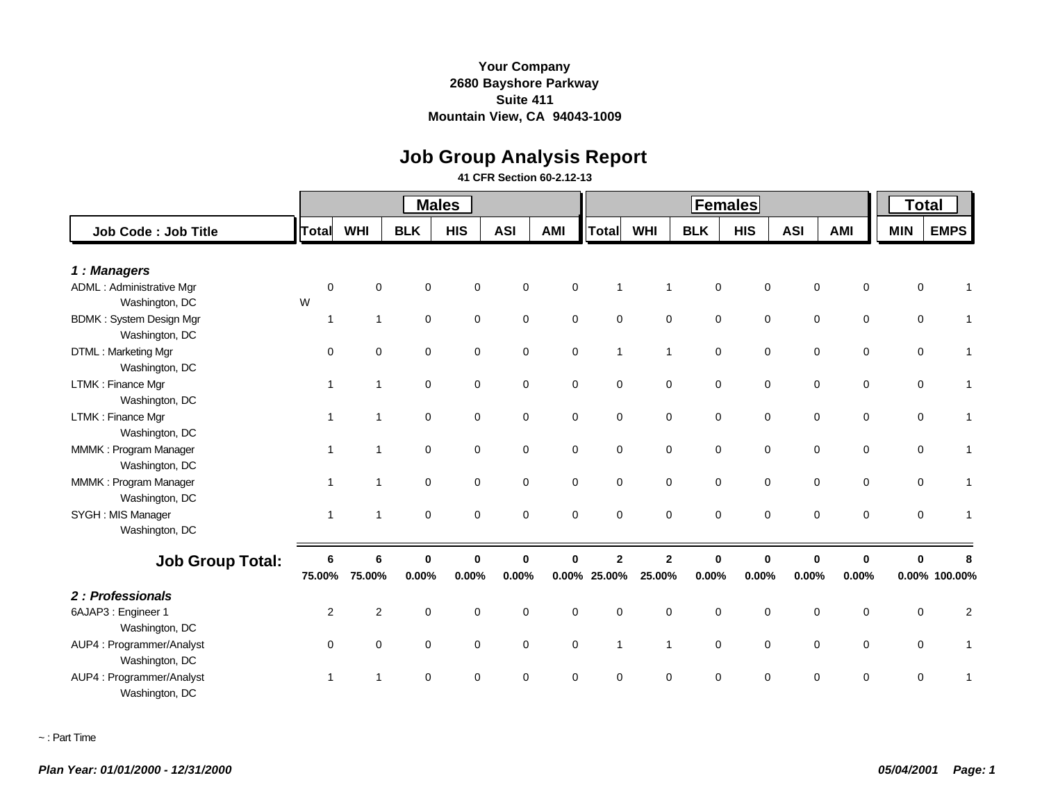**Your Company**
**2680 Bayshore Parkway**
**Suite 411**
**Mountain View, CA 94043-1009**

# Job Group Analysis Report

**41 CFR Section 60-2.12-13**

| Job Code : Job Title | Males | | | | | | Females | | | | | | Total | |
|---|---|---|---|---|---|---|---|---|---|---|---|---|---|---|
| | Total | WHI | BLK | HIS | ASI | AMI | Total | WHI | BLK | HIS | ASI | AMI | MIN | EMPS |
| ***1 : Managers*** | | | | | | | | | | | | | | |
| ADML : Administrative Mgr | 0 | 0 | 0 | 0 | 0 | 0 | 1 | 1 | 0 | 0 | 0 | 0 | 0 | 1 |
| Washington, DC | W | | | | | | | | | | | | | |
| BDMK : System Design Mgr | 1 | 1 | 0 | 0 | 0 | 0 | 0 | 0 | 0 | 0 | 0 | 0 | 0 | 1 |
| Washington, DC | | | | | | | | | | | | | | |
| DTML : Marketing Mgr | 0 | 0 | 0 | 0 | 0 | 0 | 1 | 1 | 0 | 0 | 0 | 0 | 0 | 1 |
| Washington, DC | | | | | | | | | | | | | | |
| LTMK : Finance Mgr | 1 | 1 | 0 | 0 | 0 | 0 | 0 | 0 | 0 | 0 | 0 | 0 | 0 | 1 |
| Washington, DC | | | | | | | | | | | | | | |
| LTMK : Finance Mgr | 1 | 1 | 0 | 0 | 0 | 0 | 0 | 0 | 0 | 0 | 0 | 0 | 0 | 1 |
| Washington, DC | | | | | | | | | | | | | | |
| MMMK : Program Manager | 1 | 1 | 0 | 0 | 0 | 0 | 0 | 0 | 0 | 0 | 0 | 0 | 0 | 1 |
| Washington, DC | | | | | | | | | | | | | | |
| MMMK : Program Manager | 1 | 1 | 0 | 0 | 0 | 0 | 0 | 0 | 0 | 0 | 0 | 0 | 0 | 1 |
| Washington, DC | | | | | | | | | | | | | | |
| SYGH : MIS Manager | 1 | 1 | 0 | 0 | 0 | 0 | 0 | 0 | 0 | 0 | 0 | 0 | 0 | 1 |
| Washington, DC | | | | | | | | | | | | | | |
| **Job Group Total:** | **6** | **6** | **0** | **0** | **0** | **0** | **2** | **2** | **0** | **0** | **0** | **0** | **0** | **8** |
| | **75.00%** | **75.00%** | **0.00%** | **0.00%** | **0.00%** | **0.00%** | **25.00%** | **25.00%** | **0.00%** | **0.00%** | **0.00%** | **0.00%** | **0.00%** | **100.00%** |
| ***2 : Professionals*** | | | | | | | | | | | | | | |
| 6AJAP3 : Engineer 1 | 2 | 2 | 0 | 0 | 0 | 0 | 0 | 0 | 0 | 0 | 0 | 0 | 0 | 2 |
| Washington, DC | | | | | | | | | | | | | | |
| AUP4 : Programmer/Analyst | 0 | 0 | 0 | 0 | 0 | 0 | 1 | 1 | 0 | 0 | 0 | 0 | 0 | 1 |
| Washington, DC | | | | | | | | | | | | | | |
| AUP4 : Programmer/Analyst | 1 | 1 | 0 | 0 | 0 | 0 | 0 | 0 | 0 | 0 | 0 | 0 | 0 | 1 |
| Washington, DC | | | | | | | | | | | | | | |

~ : Part Time

*Plan Year: 01/01/2000 - 12/31/2000* *05/04/2001*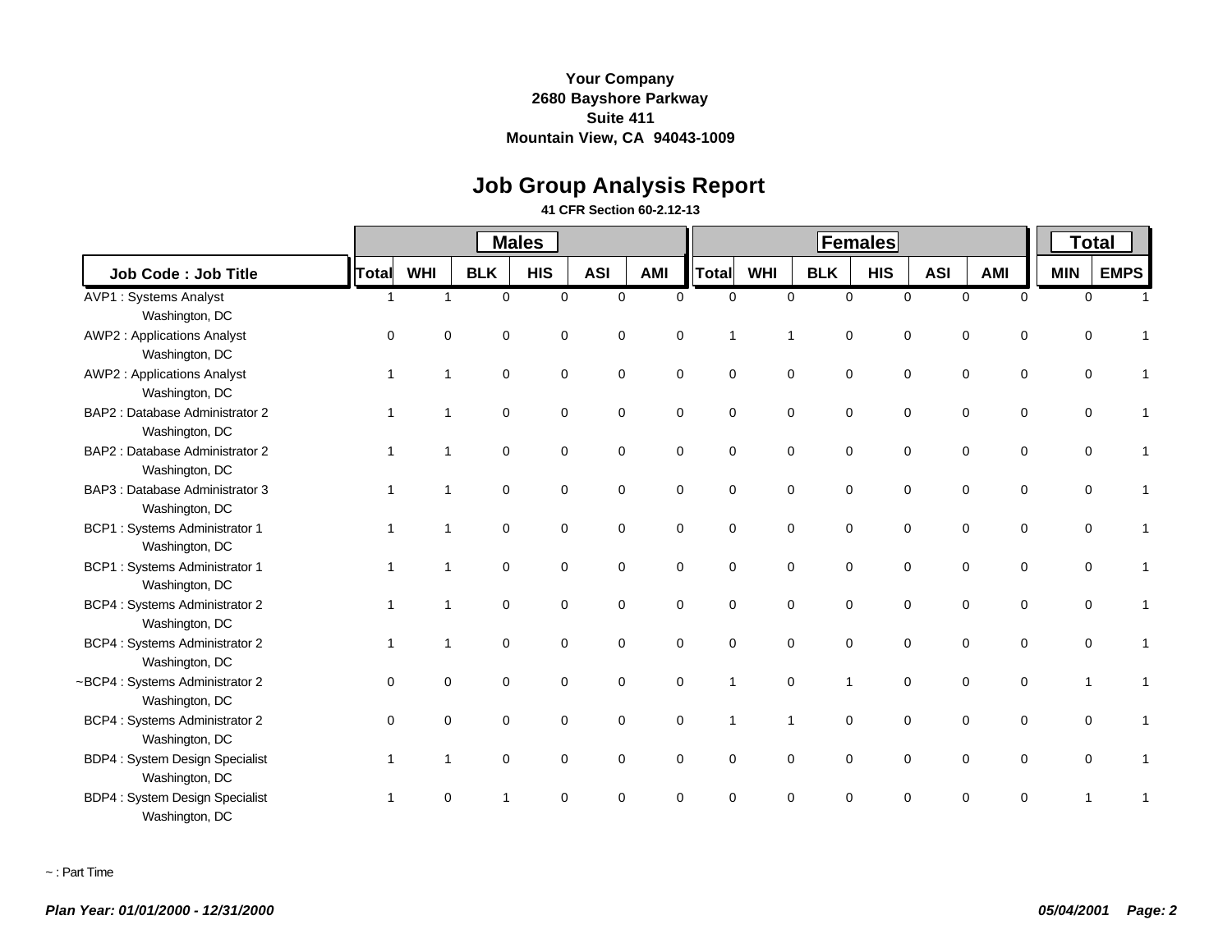**Your Company**
**2680 Bayshore Parkway**
**Suite 411**
**Mountain View, CA 94043-1009**

# Job Group Analysis Report

**41 CFR Section 60-2.12-13**

| | Males | | | | | | Females | | | | | | Total | |
|---|---|---|---|---|---|---|---|---|---|---|---|---|---|---|
| **Job Code : Job Title** | **Total** | **WHI** | **BLK** | **HIS** | **ASI** | **AMI** | **Total** | **WHI** | **BLK** | **HIS** | **ASI** | **AMI** | **MIN** | **EMPS** |
| AVP1 : Systems Analyst<br>Washington, DC | 1 | 1 | 0 | 0 | 0 | 0 | 0 | 0 | 0 | 0 | 0 | 0 | 0 | 1 |
| AWP2 : Applications Analyst<br>Washington, DC | 0 | 0 | 0 | 0 | 0 | 0 | 1 | 1 | 0 | 0 | 0 | 0 | 0 | 1 |
| AWP2 : Applications Analyst<br>Washington, DC | 1 | 1 | 0 | 0 | 0 | 0 | 0 | 0 | 0 | 0 | 0 | 0 | 0 | 1 |
| BAP2 : Database Administrator 2<br>Washington, DC | 1 | 1 | 0 | 0 | 0 | 0 | 0 | 0 | 0 | 0 | 0 | 0 | 0 | 1 |
| BAP2 : Database Administrator 2<br>Washington, DC | 1 | 1 | 0 | 0 | 0 | 0 | 0 | 0 | 0 | 0 | 0 | 0 | 0 | 1 |
| BAP3 : Database Administrator 3<br>Washington, DC | 1 | 1 | 0 | 0 | 0 | 0 | 0 | 0 | 0 | 0 | 0 | 0 | 0 | 1 |
| BCP1 : Systems Administrator 1<br>Washington, DC | 1 | 1 | 0 | 0 | 0 | 0 | 0 | 0 | 0 | 0 | 0 | 0 | 0 | 1 |
| BCP1 : Systems Administrator 1<br>Washington, DC | 1 | 1 | 0 | 0 | 0 | 0 | 0 | 0 | 0 | 0 | 0 | 0 | 0 | 1 |
| BCP4 : Systems Administrator 2<br>Washington, DC | 1 | 1 | 0 | 0 | 0 | 0 | 0 | 0 | 0 | 0 | 0 | 0 | 0 | 1 |
| BCP4 : Systems Administrator 2<br>Washington, DC | 1 | 1 | 0 | 0 | 0 | 0 | 0 | 0 | 0 | 0 | 0 | 0 | 0 | 1 |
| ~BCP4 : Systems Administrator 2<br>Washington, DC | 0 | 0 | 0 | 0 | 0 | 0 | 1 | 0 | 1 | 0 | 0 | 0 | 1 | 1 |
| BCP4 : Systems Administrator 2<br>Washington, DC | 0 | 0 | 0 | 0 | 0 | 0 | 1 | 1 | 0 | 0 | 0 | 0 | 0 | 1 |
| BDP4 : System Design Specialist<br>Washington, DC | 1 | 1 | 0 | 0 | 0 | 0 | 0 | 0 | 0 | 0 | 0 | 0 | 0 | 1 |
| BDP4 : System Design Specialist<br>Washington, DC | 1 | 0 | 1 | 0 | 0 | 0 | 0 | 0 | 0 | 0 | 0 | 0 | 1 | 1 |

~ : Part Time

*Plan Year: 01/01/2000 - 12/31/2000* *05/04/2001*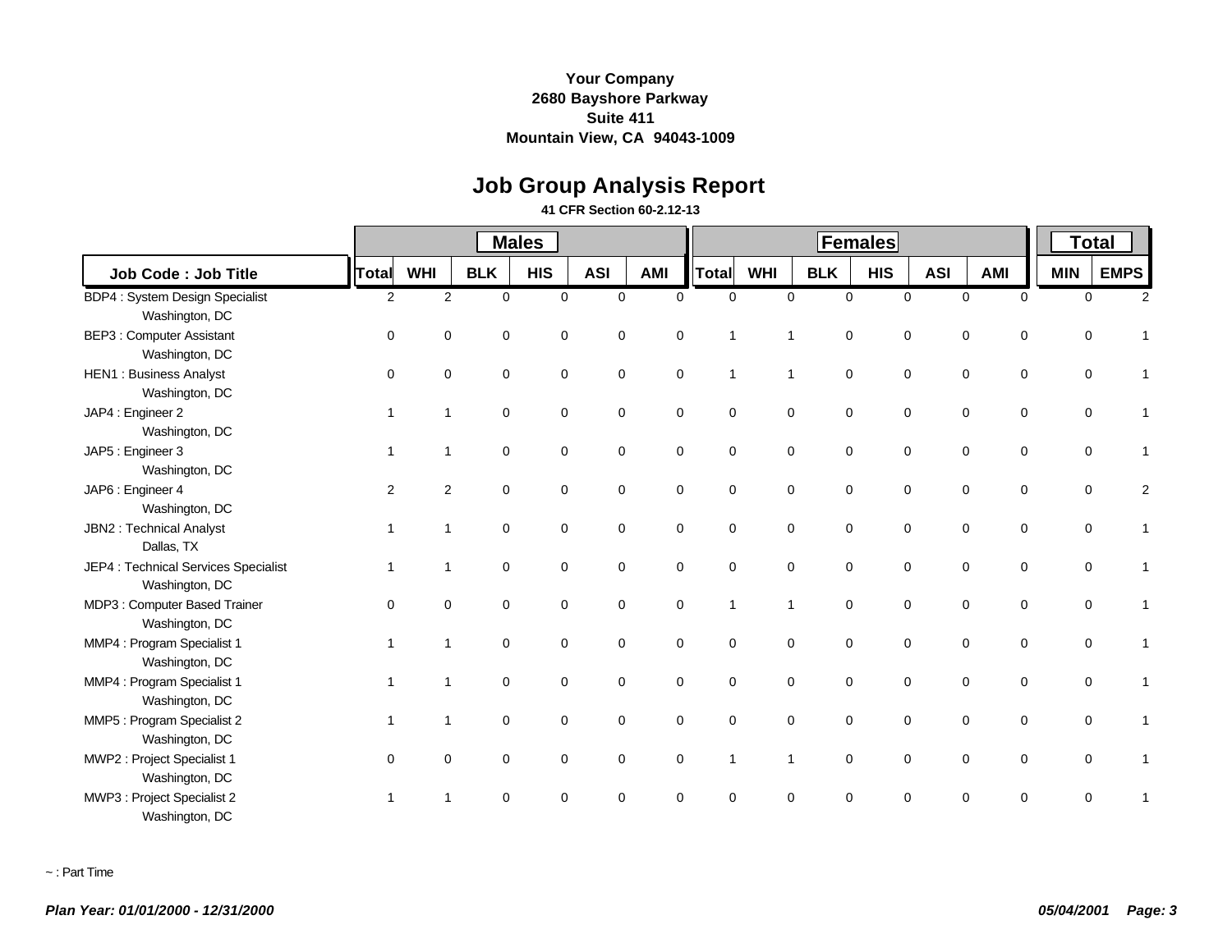**Your Company**
**2680 Bayshore Parkway**
**Suite 411**
**Mountain View, CA 94043-1009**

# Job Group Analysis Report

**41 CFR Section 60-2.12-13**

| | Males | | | | | | Females | | | | | | Total | |
|---|---|---|---|---|---|---|---|---|---|---|---|---|---|---|
| **Job Code : Job Title** | **Total** | **WHI** | **BLK** | **HIS** | **ASI** | **AMI** | **Total** | **WHI** | **BLK** | **HIS** | **ASI** | **AMI** | **MIN** | **EMPS** |
| BDP4 : System Design Specialist<br>Washington, DC | 2 | 2 | 0 | 0 | 0 | 0 | 0 | 0 | 0 | 0 | 0 | 0 | 0 | 2 |
| BEP3 : Computer Assistant<br>Washington, DC | 0 | 0 | 0 | 0 | 0 | 0 | 1 | 1 | 0 | 0 | 0 | 0 | 0 | 1 |
| HEN1 : Business Analyst<br>Washington, DC | 0 | 0 | 0 | 0 | 0 | 0 | 1 | 1 | 0 | 0 | 0 | 0 | 0 | 1 |
| JAP4 : Engineer 2<br>Washington, DC | 1 | 1 | 0 | 0 | 0 | 0 | 0 | 0 | 0 | 0 | 0 | 0 | 0 | 1 |
| JAP5 : Engineer 3<br>Washington, DC | 1 | 1 | 0 | 0 | 0 | 0 | 0 | 0 | 0 | 0 | 0 | 0 | 0 | 1 |
| JAP6 : Engineer 4<br>Washington, DC | 2 | 2 | 0 | 0 | 0 | 0 | 0 | 0 | 0 | 0 | 0 | 0 | 0 | 2 |
| JBN2 : Technical Analyst<br>Dallas, TX | 1 | 1 | 0 | 0 | 0 | 0 | 0 | 0 | 0 | 0 | 0 | 0 | 0 | 1 |
| JEP4 : Technical Services Specialist<br>Washington, DC | 1 | 1 | 0 | 0 | 0 | 0 | 0 | 0 | 0 | 0 | 0 | 0 | 0 | 1 |
| MDP3 : Computer Based Trainer<br>Washington, DC | 0 | 0 | 0 | 0 | 0 | 0 | 1 | 1 | 0 | 0 | 0 | 0 | 0 | 1 |
| MMP4 : Program Specialist 1<br>Washington, DC | 1 | 1 | 0 | 0 | 0 | 0 | 0 | 0 | 0 | 0 | 0 | 0 | 0 | 1 |
| MMP4 : Program Specialist 1<br>Washington, DC | 1 | 1 | 0 | 0 | 0 | 0 | 0 | 0 | 0 | 0 | 0 | 0 | 0 | 1 |
| MMP5 : Program Specialist 2<br>Washington, DC | 1 | 1 | 0 | 0 | 0 | 0 | 0 | 0 | 0 | 0 | 0 | 0 | 0 | 1 |
| MWP2 : Project Specialist 1<br>Washington, DC | 0 | 0 | 0 | 0 | 0 | 0 | 1 | 1 | 0 | 0 | 0 | 0 | 0 | 1 |
| MWP3 : Project Specialist 2<br>Washington, DC | 1 | 1 | 0 | 0 | 0 | 0 | 0 | 0 | 0 | 0 | 0 | 0 | 0 | 1 |

~ : Part Time

*Plan Year: 01/01/2000 - 12/31/2000* *05/04/2001*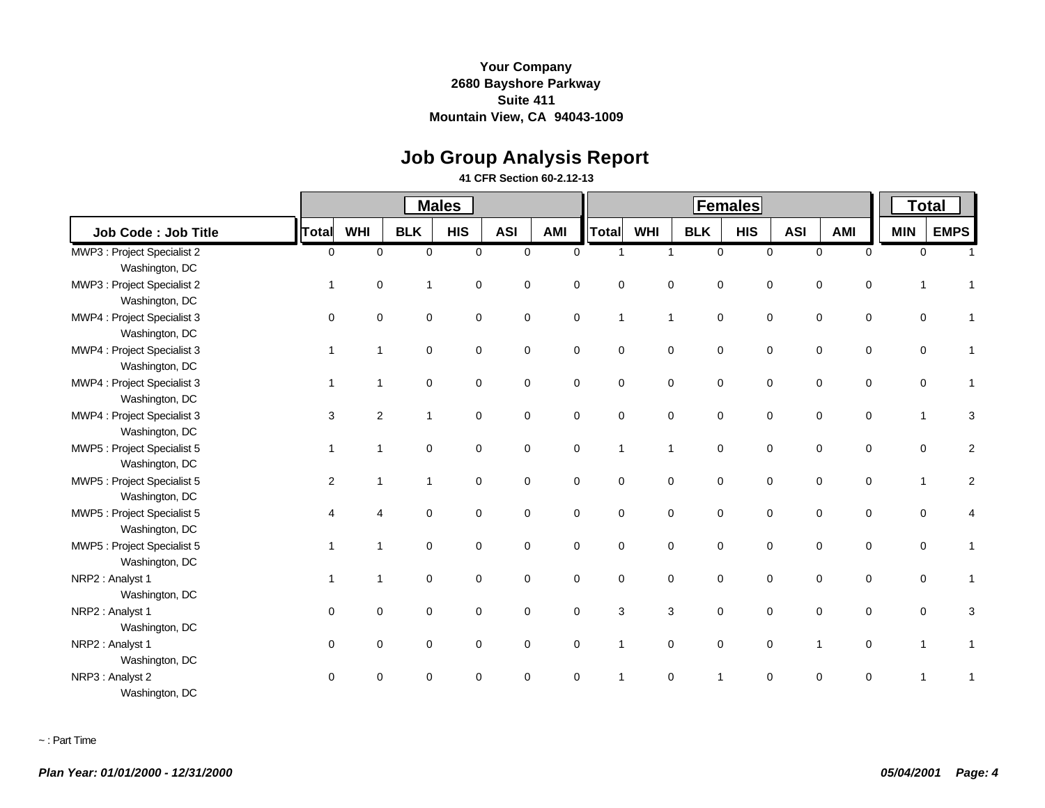**Your Company**
**2680 Bayshore Parkway**
**Suite 411**
**Mountain View, CA 94043-1009**

# Job Group Analysis Report

**41 CFR Section 60-2.12-13**

| Job Code : Job Title | Males | | | | | | Females | | | | | | Total | |
|---|---|---|---|---|---|---|---|---|---|---|---|---|---|---|
| | Total | WHI | BLK | HIS | ASI | AMI | Total | WHI | BLK | HIS | ASI | AMI | MIN | EMPS |
| MWP3 : Project Specialist 2<br>Washington, DC | 0 | 0 | 0 | 0 | 0 | 0 | 1 | 1 | 0 | 0 | 0 | 0 | 0 | 1 |
| MWP3 : Project Specialist 2<br>Washington, DC | 1 | 0 | 1 | 0 | 0 | 0 | 0 | 0 | 0 | 0 | 0 | 0 | 1 | 1 |
| MWP4 : Project Specialist 3<br>Washington, DC | 0 | 0 | 0 | 0 | 0 | 0 | 1 | 1 | 0 | 0 | 0 | 0 | 0 | 1 |
| MWP4 : Project Specialist 3<br>Washington, DC | 1 | 1 | 0 | 0 | 0 | 0 | 0 | 0 | 0 | 0 | 0 | 0 | 0 | 1 |
| MWP4 : Project Specialist 3<br>Washington, DC | 1 | 1 | 0 | 0 | 0 | 0 | 0 | 0 | 0 | 0 | 0 | 0 | 0 | 1 |
| MWP4 : Project Specialist 3<br>Washington, DC | 3 | 2 | 1 | 0 | 0 | 0 | 0 | 0 | 0 | 0 | 0 | 0 | 1 | 3 |
| MWP5 : Project Specialist 5<br>Washington, DC | 1 | 1 | 0 | 0 | 0 | 0 | 1 | 1 | 0 | 0 | 0 | 0 | 0 | 2 |
| MWP5 : Project Specialist 5<br>Washington, DC | 2 | 1 | 1 | 0 | 0 | 0 | 0 | 0 | 0 | 0 | 0 | 0 | 1 | 2 |
| MWP5 : Project Specialist 5<br>Washington, DC | 4 | 4 | 0 | 0 | 0 | 0 | 0 | 0 | 0 | 0 | 0 | 0 | 0 | 4 |
| MWP5 : Project Specialist 5<br>Washington, DC | 1 | 1 | 0 | 0 | 0 | 0 | 0 | 0 | 0 | 0 | 0 | 0 | 0 | 1 |
| NRP2 : Analyst 1<br>Washington, DC | 1 | 1 | 0 | 0 | 0 | 0 | 0 | 0 | 0 | 0 | 0 | 0 | 0 | 1 |
| NRP2 : Analyst 1<br>Washington, DC | 0 | 0 | 0 | 0 | 0 | 0 | 3 | 3 | 0 | 0 | 0 | 0 | 0 | 3 |
| NRP2 : Analyst 1<br>Washington, DC | 0 | 0 | 0 | 0 | 0 | 0 | 1 | 0 | 0 | 0 | 1 | 0 | 1 | 1 |
| NRP3 : Analyst 2<br>Washington, DC | 0 | 0 | 0 | 0 | 0 | 0 | 1 | 0 | 1 | 0 | 0 | 0 | 1 | 1 |

~ : Part Time

*Plan Year: 01/01/2000 - 12/31/2000* *05/04/2001*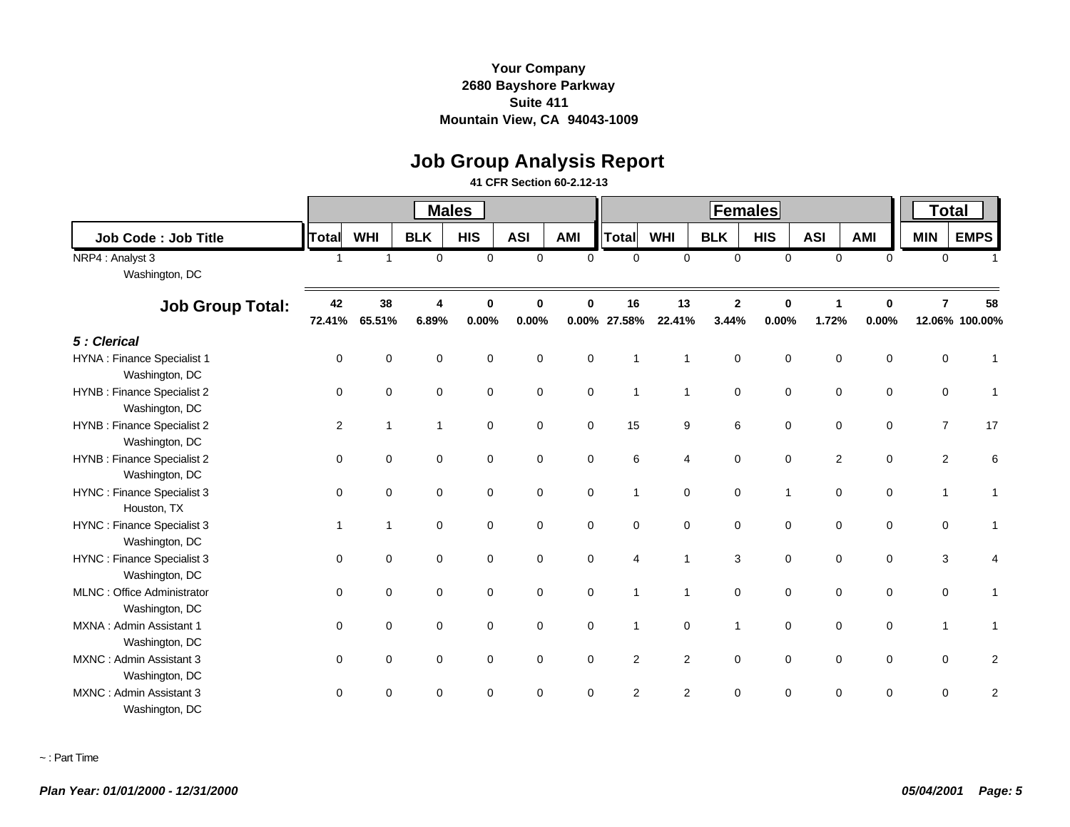**Your Company**
**2680 Bayshore Parkway**
**Suite 411**
**Mountain View, CA 94043-1009**

# Job Group Analysis Report

**41 CFR Section 60-2.12-13**

| | Males | | | | | | Females | | | | | | Total | |
|---|---|---|---|---|---|---|---|---|---|---|---|---|---|---|
| **Job Code : Job Title** | **Total** | **WHI** | **BLK** | **HIS** | **ASI** | **AMI** | **Total** | **WHI** | **BLK** | **HIS** | **ASI** | **AMI** | **MIN** | **EMPS** |
| NRP4 : Analyst 3<br>Washington, DC | 1 | 1 | 0 | 0 | 0 | 0 | 0 | 0 | 0 | 0 | 0 | 0 | 0 | 1 |
| **Job Group Total:** | **42**<br>**72.41%** | **38**<br>**65.51%** | **4**<br>**6.89%** | **0**<br>**0.00%** | **0**<br>**0.00%** | **0**<br>**0.00%** | **16**<br>**27.58%** | **13**<br>**22.41%** | **2**<br>**3.44%** | **0**<br>**0.00%** | **1**<br>**1.72%** | **0**<br>**0.00%** | **7**<br>**12.06%** | **58**<br>**100.00%** |
| ***5 : Clerical*** | | | | | | | | | | | | | | |
| HYNA : Finance Specialist 1<br>Washington, DC | 0 | 0 | 0 | 0 | 0 | 0 | 1 | 1 | 0 | 0 | 0 | 0 | 0 | 1 |
| HYNB : Finance Specialist 2<br>Washington, DC | 0 | 0 | 0 | 0 | 0 | 0 | 1 | 1 | 0 | 0 | 0 | 0 | 0 | 1 |
| HYNB : Finance Specialist 2<br>Washington, DC | 2 | 1 | 1 | 0 | 0 | 0 | 15 | 9 | 6 | 0 | 0 | 0 | 7 | 17 |
| HYNB : Finance Specialist 2<br>Washington, DC | 0 | 0 | 0 | 0 | 0 | 0 | 6 | 4 | 0 | 0 | 2 | 0 | 2 | 6 |
| HYNC : Finance Specialist 3<br>Houston, TX | 0 | 0 | 0 | 0 | 0 | 0 | 1 | 0 | 0 | 1 | 0 | 0 | 1 | 1 |
| HYNC : Finance Specialist 3<br>Washington, DC | 1 | 1 | 0 | 0 | 0 | 0 | 0 | 0 | 0 | 0 | 0 | 0 | 0 | 1 |
| HYNC : Finance Specialist 3<br>Washington, DC | 0 | 0 | 0 | 0 | 0 | 0 | 4 | 1 | 3 | 0 | 0 | 0 | 3 | 4 |
| MLNC : Office Administrator<br>Washington, DC | 0 | 0 | 0 | 0 | 0 | 0 | 1 | 1 | 0 | 0 | 0 | 0 | 0 | 1 |
| MXNA : Admin Assistant 1<br>Washington, DC | 0 | 0 | 0 | 0 | 0 | 0 | 1 | 0 | 1 | 0 | 0 | 0 | 1 | 1 |
| MXNC : Admin Assistant 3<br>Washington, DC | 0 | 0 | 0 | 0 | 0 | 0 | 2 | 2 | 0 | 0 | 0 | 0 | 0 | 2 |
| MXNC : Admin Assistant 3<br>Washington, DC | 0 | 0 | 0 | 0 | 0 | 0 | 2 | 2 | 0 | 0 | 0 | 0 | 0 | 2 |

~ : Part Time

*Plan Year: 01/01/2000 - 12/31/2000* *05/04/2001*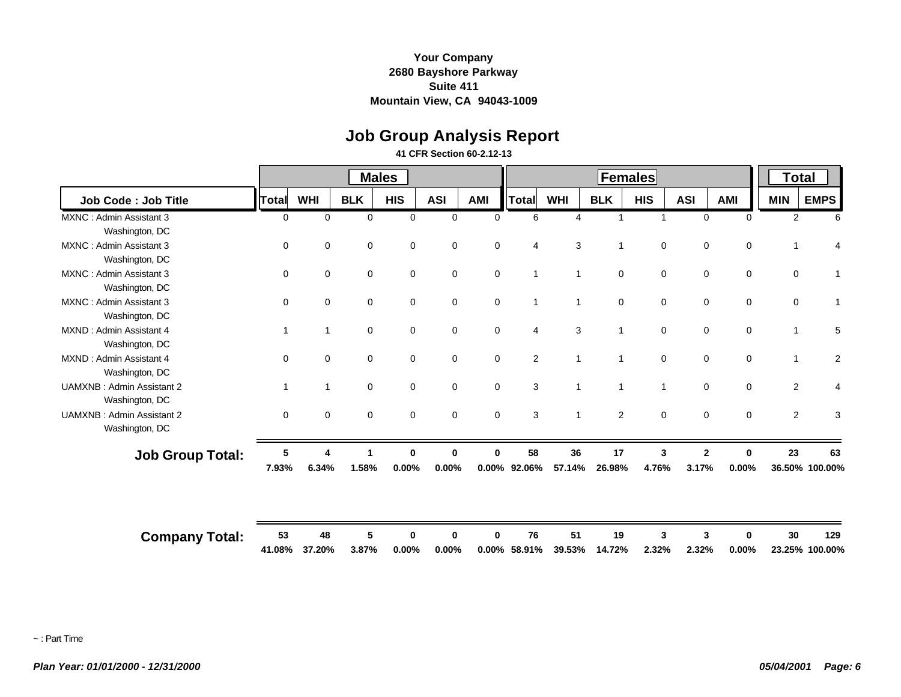**Your Company**
**2680 Bayshore Parkway**
**Suite 411**
**Mountain View, CA 94043-1009**

# Job Group Analysis Report

**41 CFR Section 60-2.12-13**

| | Males | | | | | | Females | | | | | | Total | |
|---|---|---|---|---|---|---|---|---|---|---|---|---|---|---|
| **Job Code : Job Title** | **Total** | **WHI** | **BLK** | **HIS** | **ASI** | **AMI** | **Total** | **WHI** | **BLK** | **HIS** | **ASI** | **AMI** | **MIN** | **EMPS** |
| MXNC : Admin Assistant 3<br>Washington, DC | 0 | 0 | 0 | 0 | 0 | 0 | 6 | 4 | 1 | 1 | 0 | 0 | 2 | 6 |
| MXNC : Admin Assistant 3<br>Washington, DC | 0 | 0 | 0 | 0 | 0 | 0 | 4 | 3 | 1 | 0 | 0 | 0 | 1 | 4 |
| MXNC : Admin Assistant 3<br>Washington, DC | 0 | 0 | 0 | 0 | 0 | 0 | 1 | 1 | 0 | 0 | 0 | 0 | 0 | 1 |
| MXNC : Admin Assistant 3<br>Washington, DC | 0 | 0 | 0 | 0 | 0 | 0 | 1 | 1 | 0 | 0 | 0 | 0 | 0 | 1 |
| MXND : Admin Assistant 4<br>Washington, DC | 1 | 1 | 0 | 0 | 0 | 0 | 4 | 3 | 1 | 0 | 0 | 0 | 1 | 5 |
| MXND : Admin Assistant 4<br>Washington, DC | 0 | 0 | 0 | 0 | 0 | 0 | 2 | 1 | 1 | 0 | 0 | 0 | 1 | 2 |
| UAMXNB : Admin Assistant 2<br>Washington, DC | 1 | 1 | 0 | 0 | 0 | 0 | 3 | 1 | 1 | 1 | 0 | 0 | 2 | 4 |
| UAMXNB : Admin Assistant 2<br>Washington, DC | 0 | 0 | 0 | 0 | 0 | 0 | 3 | 1 | 2 | 0 | 0 | 0 | 2 | 3 |
| **Job Group Total:** | **5**<br>**7.93%** | **4**<br>**6.34%** | **1**<br>**1.58%** | **0**<br>**0.00%** | **0**<br>**0.00%** | **0**<br>**0.00%** | **58**<br>**92.06%** | **36**<br>**57.14%** | **17**<br>**26.98%** | **3**<br>**4.76%** | **2**<br>**3.17%** | **0**<br>**0.00%** | **23**<br>**36.50%** | **63**<br>**100.00%** |
| **Company Total:** | **53**<br>**41.08%** | **48**<br>**37.20%** | **5**<br>**3.87%** | **0**<br>**0.00%** | **0**<br>**0.00%** | **0**<br>**0.00%** | **76**<br>**58.91%** | **51**<br>**39.53%** | **19**<br>**14.72%** | **3**<br>**2.32%** | **3**<br>**2.32%** | **0**<br>**0.00%** | **30**<br>**23.25%** | **129**<br>**100.00%** |

~ : Part Time

***Plan Year: 01/01/2000 - 12/31/2000*** ***05/04/2001***